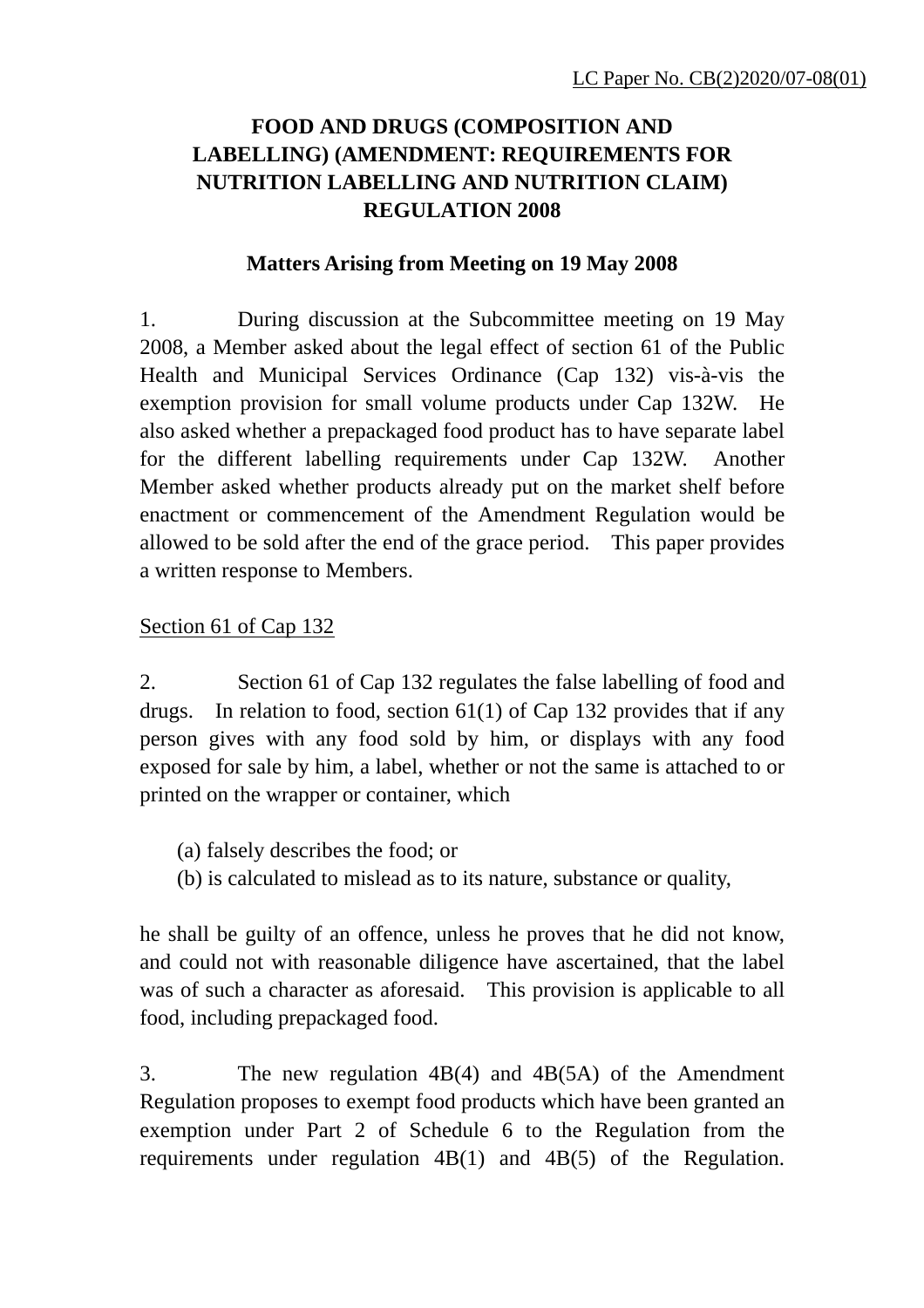LC Paper No. CB(2)2020/07-08(01)

# FOOD AND DRUGS (COMPOSITION AND LABELLING) (AMENDMENT: REQUIREMENTS FOR NUTRITION LABELLING AND NUTRITION CLAIM) REGULATION 2008

## Matters Arising from Meeting on 19 May 2008

1. During discussion at the Subcommittee meeting on 19 May 2008, a Member asked about the legal effect of section 61 of the Public Health and Municipal Services Ordinance (Cap 132) vis-à-vis the exemption provision for small volume products under Cap 132W. He also asked whether a prepackaged food product has to have separate label for the different labelling requirements under Cap 132W. Another Member asked whether products already put on the market shelf before enactment or commencement of the Amendment Regulation would be allowed to be sold after the end of the grace period. This paper provides a written response to Members.

<u>Section 61 of Cap 132</u>

2. Section 61 of Cap 132 regulates the false labelling of food and drugs. In relation to food, section 61(1) of Cap 132 provides that if any person gives with any food sold by him, or displays with any food exposed for sale by him, a label, whether or not the same is attached to or printed on the wrapper or container, which

(a) falsely describes the food; or
(b) is calculated to mislead as to its nature, substance or quality,

he shall be guilty of an offence, unless he proves that he did not know, and could not with reasonable diligence have ascertained, that the label was of such a character as aforesaid. This provision is applicable to all food, including prepackaged food.

3. The new regulation 4B(4) and 4B(5A) of the Amendment Regulation proposes to exempt food products which have been granted an exemption under Part 2 of Schedule 6 to the Regulation from the requirements under regulation 4B(1) and 4B(5) of the Regulation.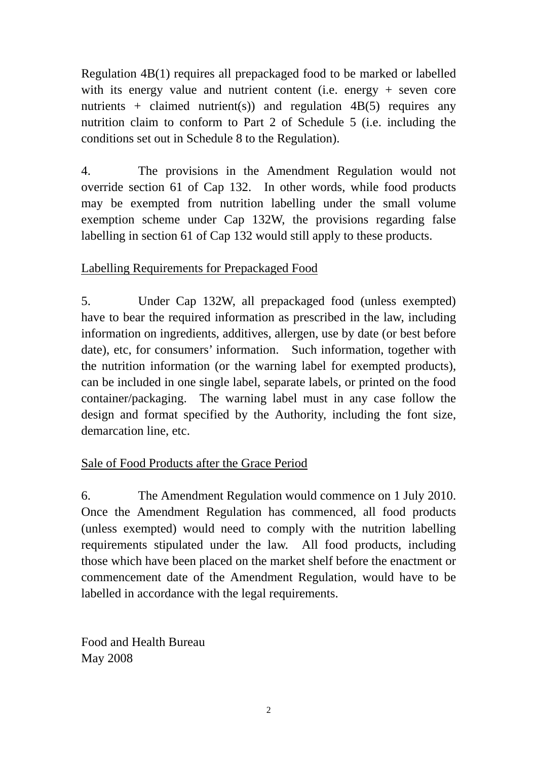Regulation 4B(1) requires all prepackaged food to be marked or labelled with its energy value and nutrient content (i.e. energy + seven core nutrients + claimed nutrient(s)) and regulation 4B(5) requires any nutrition claim to conform to Part 2 of Schedule 5 (i.e. including the conditions set out in Schedule 8 to the Regulation).

4. The provisions in the Amendment Regulation would not override section 61 of Cap 132. In other words, while food products may be exempted from nutrition labelling under the small volume exemption scheme under Cap 132W, the provisions regarding false labelling in section 61 of Cap 132 would still apply to these products.

<u>Labelling Requirements for Prepackaged Food</u>

5. Under Cap 132W, all prepackaged food (unless exempted) have to bear the required information as prescribed in the law, including information on ingredients, additives, allergen, use by date (or best before date), etc, for consumers' information. Such information, together with the nutrition information (or the warning label for exempted products), can be included in one single label, separate labels, or printed on the food container/packaging. The warning label must in any case follow the design and format specified by the Authority, including the font size, demarcation line, etc.

<u>Sale of Food Products after the Grace Period</u>

6. The Amendment Regulation would commence on 1 July 2010. Once the Amendment Regulation has commenced, all food products (unless exempted) would need to comply with the nutrition labelling requirements stipulated under the law. All food products, including those which have been placed on the market shelf before the enactment or commencement date of the Amendment Regulation, would have to be labelled in accordance with the legal requirements.

Food and Health Bureau
May 2008